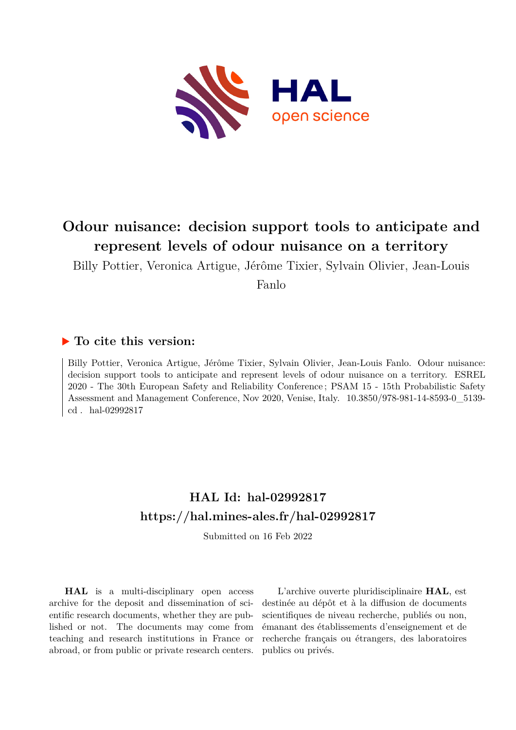# Odour nuisance: decision support tools to anticipate and represent levels of odour nuisance on a territory

Billy Pottier, Veronica Artigue, Jérôme Tixier, Sylvain Olivier, Jean-Louis Fanlo

## To cite this version:

Billy Pottier, Veronica Artigue, Jérôme Tixier, Sylvain Olivier, Jean-Louis Fanlo. Odour nuisance: decision support tools to anticipate and represent levels of odour nuisance on a territory. ESREL 2020 - The 30th European Safety and Reliability Conference ; PSAM 15 - 15th Probabilistic Safety Assessment and Management Conference, Nov 2020, Venise, Italy. 10.3850/978-981-14-8593-0_5139-cd . hal-02992817

## HAL Id: hal-02992817
## https://hal.mines-ales.fr/hal-02992817

Submitted on 16 Feb 2022

**HAL** is a multi-disciplinary open access archive for the deposit and dissemination of scientific research documents, whether they are published or not. The documents may come from teaching and research institutions in France or abroad, or from public or private research centers.

L'archive ouverte pluridisciplinaire **HAL**, est destinée au dépôt et à la diffusion de documents scientifiques de niveau recherche, publiés ou non, émanant des établissements d'enseignement et de recherche français ou étrangers, des laboratoires publics ou privés.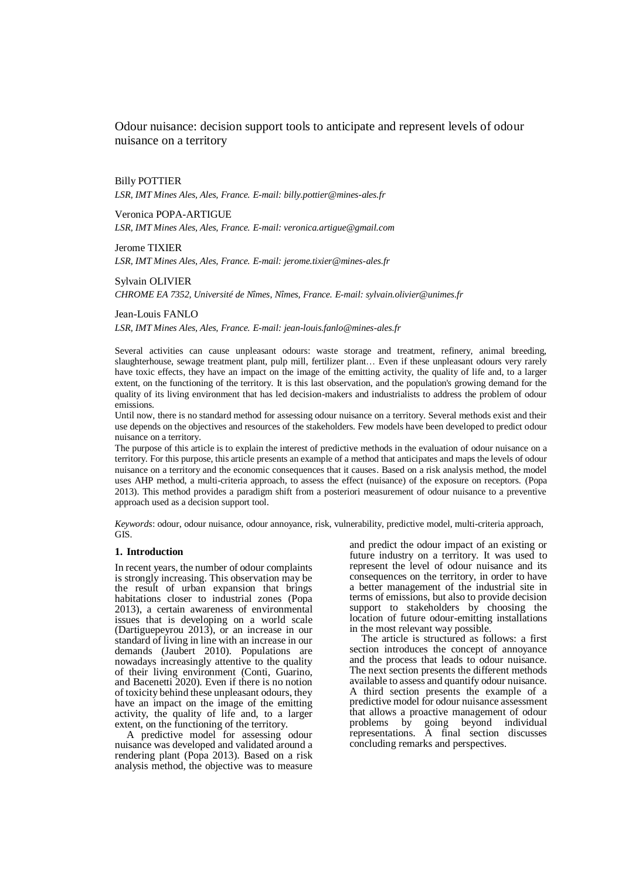# Odour nuisance: decision support tools to anticipate and represent levels of odour nuisance on a territory

Billy POTTIER

*LSR, IMT Mines Ales, Ales, France. E-mail: billy.pottier@mines-ales.fr*

Veronica POPA-ARTIGUE

*LSR, IMT Mines Ales, Ales, France. E-mail: veronica.artigue@gmail.com*

Jerome TIXIER

*LSR, IMT Mines Ales, Ales, France. E-mail: jerome.tixier@mines-ales.fr*

Sylvain OLIVIER

*CHROME EA 7352, Université de Nîmes, Nîmes, France. E-mail: sylvain.olivier@unimes.fr*

Jean-Louis FANLO

*LSR, IMT Mines Ales, Ales, France. E-mail: jean-louis.fanlo@mines-ales.fr*

Several activities can cause unpleasant odours: waste storage and treatment, refinery, animal breeding, slaughterhouse, sewage treatment plant, pulp mill, fertilizer plant… Even if these unpleasant odours very rarely have toxic effects, they have an impact on the image of the emitting activity, the quality of life and, to a larger extent, on the functioning of the territory. It is this last observation, and the population's growing demand for the quality of its living environment that has led decision-makers and industrialists to address the problem of odour emissions.

Until now, there is no standard method for assessing odour nuisance on a territory. Several methods exist and their use depends on the objectives and resources of the stakeholders. Few models have been developed to predict odour nuisance on a territory.

The purpose of this article is to explain the interest of predictive methods in the evaluation of odour nuisance on a territory. For this purpose, this article presents an example of a method that anticipates and maps the levels of odour nuisance on a territory and the economic consequences that it causes. Based on a risk analysis method, the model uses AHP method, a multi-criteria approach, to assess the effect (nuisance) of the exposure on receptors. (Popa 2013). This method provides a paradigm shift from a posteriori measurement of odour nuisance to a preventive approach used as a decision support tool.

*Keywords*: odour, odour nuisance, odour annoyance, risk, vulnerability, predictive model, multi-criteria approach, GIS.

## 1. Introduction

In recent years, the number of odour complaints is strongly increasing. This observation may be the result of urban expansion that brings habitations closer to industrial zones (Popa 2013), a certain awareness of environmental issues that is developing on a world scale (Dartiguepeyrou 2013), or an increase in our standard of living in line with an increase in our demands (Jaubert 2010). Populations are nowadays increasingly attentive to the quality of their living environment (Conti, Guarino, and Bacenetti 2020). Even if there is no notion of toxicity behind these unpleasant odours, they have an impact on the image of the emitting activity, the quality of life and, to a larger extent, on the functioning of the territory.

A predictive model for assessing odour nuisance was developed and validated around a rendering plant (Popa 2013). Based on a risk analysis method, the objective was to measure and predict the odour impact of an existing or future industry on a territory. It was used to represent the level of odour nuisance and its consequences on the territory, in order to have a better management of the industrial site in terms of emissions, but also to provide decision support to stakeholders by choosing the location of future odour-emitting installations in the most relevant way possible.

The article is structured as follows: a first section introduces the concept of annoyance and the process that leads to odour nuisance. The next section presents the different methods available to assess and quantify odour nuisance. A third section presents the example of a predictive model for odour nuisance assessment that allows a proactive management of odour problems by going beyond individual representations. A final section discusses concluding remarks and perspectives.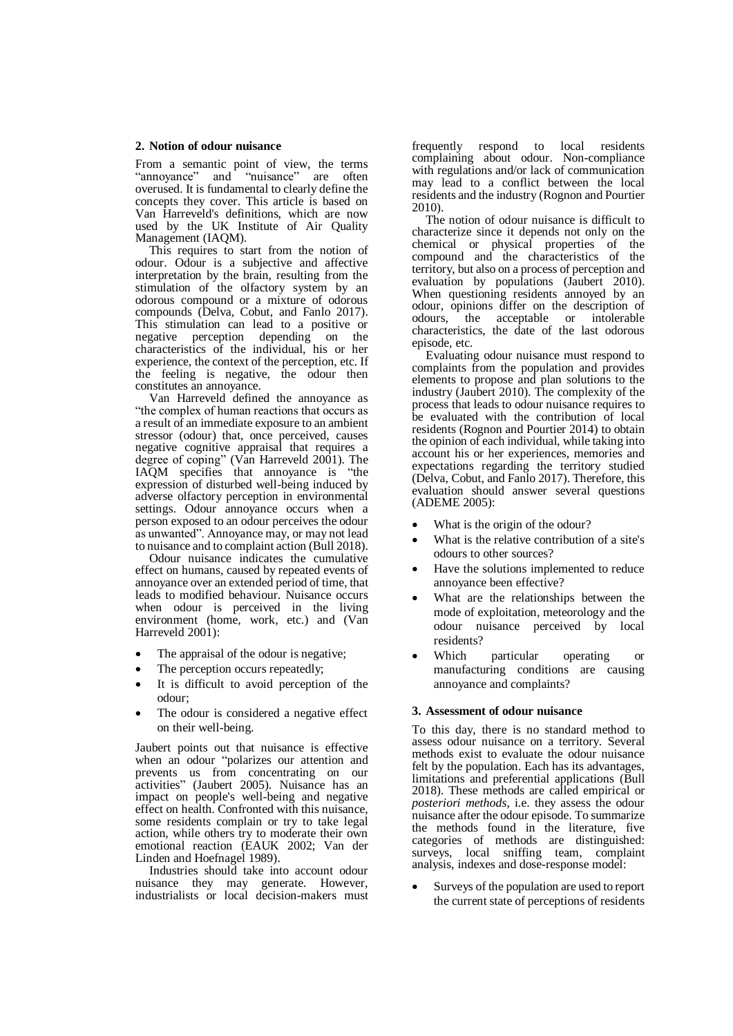## 2. Notion of odour nuisance

From a semantic point of view, the terms "annoyance" and "nuisance" are often overused. It is fundamental to clearly define the concepts they cover. This article is based on Van Harreveld's definitions, which are now used by the UK Institute of Air Quality Management (IAQM).

This requires to start from the notion of odour. Odour is a subjective and affective interpretation by the brain, resulting from the stimulation of the olfactory system by an odorous compound or a mixture of odorous compounds (Delva, Cobut, and Fanlo 2017). This stimulation can lead to a positive or negative perception depending on the characteristics of the individual, his or her experience, the context of the perception, etc. If the feeling is negative, the odour then constitutes an annoyance.

Van Harreveld defined the annoyance as "the complex of human reactions that occurs as a result of an immediate exposure to an ambient stressor (odour) that, once perceived, causes negative cognitive appraisal that requires a degree of coping" (Van Harreveld 2001). The IAQM specifies that annoyance is "the expression of disturbed well-being induced by adverse olfactory perception in environmental settings. Odour annoyance occurs when a person exposed to an odour perceives the odour as unwanted". Annoyance may, or may not lead to nuisance and to complaint action (Bull 2018).

Odour nuisance indicates the cumulative effect on humans, caused by repeated events of annoyance over an extended period of time, that leads to modified behaviour. Nuisance occurs when odour is perceived in the living environment (home, work, etc.) and (Van Harreveld 2001):

- The appraisal of the odour is negative;
- The perception occurs repeatedly;
- It is difficult to avoid perception of the odour;
- The odour is considered a negative effect on their well-being.

Jaubert points out that nuisance is effective when an odour "polarizes our attention and prevents us from concentrating on our activities" (Jaubert 2005). Nuisance has an impact on people's well-being and negative effect on health. Confronted with this nuisance, some residents complain or try to take legal action, while others try to moderate their own emotional reaction (EAUK 2002; Van der Linden and Hoefnagel 1989).

Industries should take into account odour nuisance they may generate. However, industrialists or local decision-makers must frequently respond to local residents complaining about odour. Non-compliance with regulations and/or lack of communication may lead to a conflict between the local residents and the industry (Rognon and Pourtier 2010).

The notion of odour nuisance is difficult to characterize since it depends not only on the chemical or physical properties of the compound and the characteristics of the territory, but also on a process of perception and evaluation by populations (Jaubert 2010). When questioning residents annoyed by an odour, opinions differ on the description of odours, the acceptable or intolerable characteristics, the date of the last odorous episode, etc.

Evaluating odour nuisance must respond to complaints from the population and provides elements to propose and plan solutions to the industry (Jaubert 2010). The complexity of the process that leads to odour nuisance requires to be evaluated with the contribution of local residents (Rognon and Pourtier 2014) to obtain the opinion of each individual, while taking into account his or her experiences, memories and expectations regarding the territory studied (Delva, Cobut, and Fanlo 2017). Therefore, this evaluation should answer several questions (ADEME 2005):

- What is the origin of the odour?
- What is the relative contribution of a site's odours to other sources?
- Have the solutions implemented to reduce annoyance been effective?
- What are the relationships between the mode of exploitation, meteorology and the odour nuisance perceived by local residents?
- Which particular operating or manufacturing conditions are causing annoyance and complaints?

## 3. Assessment of odour nuisance

To this day, there is no standard method to assess odour nuisance on a territory. Several methods exist to evaluate the odour nuisance felt by the population. Each has its advantages, limitations and preferential applications (Bull 2018). These methods are called empirical or *posteriori methods*, i.e. they assess the odour nuisance after the odour episode. To summarize the methods found in the literature, five categories of methods are distinguished: surveys, local sniffing team, complaint analysis, indexes and dose-response model:

- Surveys of the population are used to report the current state of perceptions of residents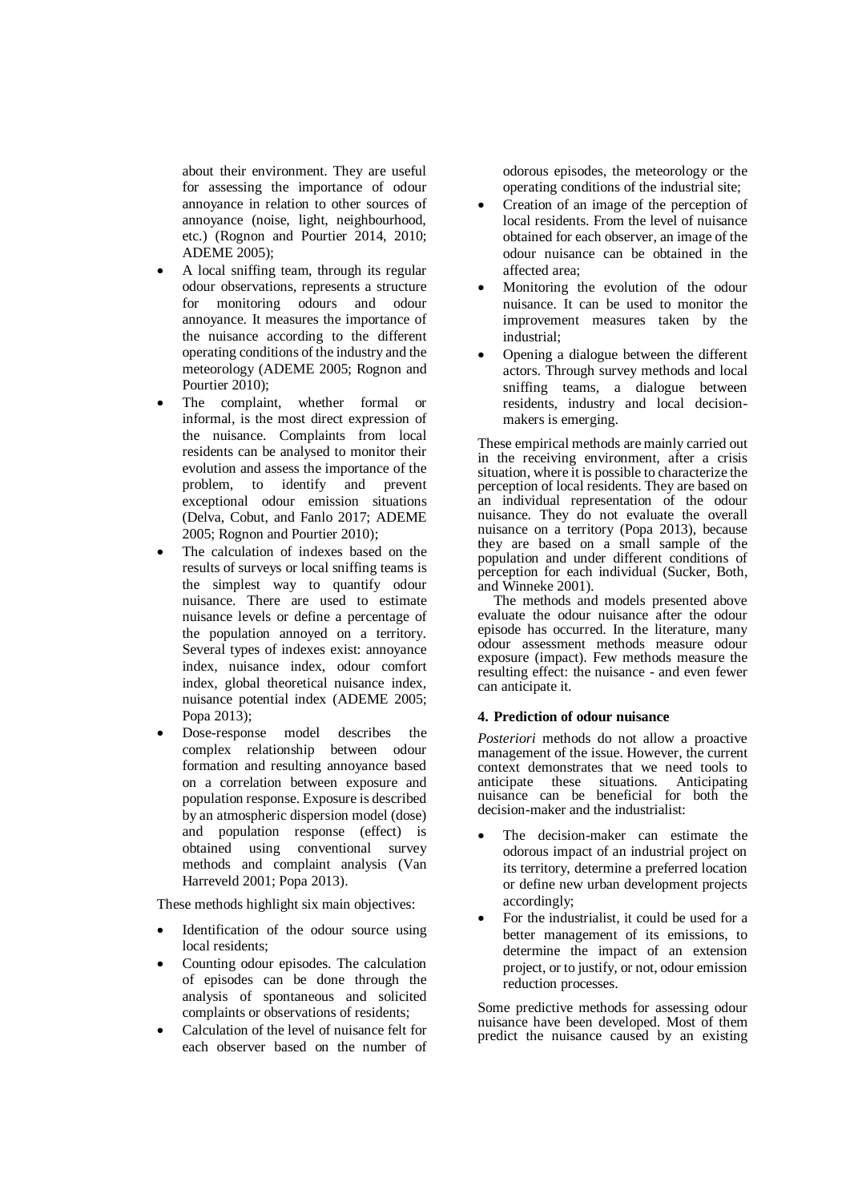about their environment. They are useful for assessing the importance of odour annoyance in relation to other sources of annoyance (noise, light, neighbourhood, etc.) (Rognon and Pourtier 2014, 2010; ADEME 2005);

- A local sniffing team, through its regular odour observations, represents a structure for monitoring odours and odour annoyance. It measures the importance of the nuisance according to the different operating conditions of the industry and the meteorology (ADEME 2005; Rognon and Pourtier 2010);
- The complaint, whether formal or informal, is the most direct expression of the nuisance. Complaints from local residents can be analysed to monitor their evolution and assess the importance of the problem, to identify and prevent exceptional odour emission situations (Delva, Cobut, and Fanlo 2017; ADEME 2005; Rognon and Pourtier 2010);
- The calculation of indexes based on the results of surveys or local sniffing teams is the simplest way to quantify odour nuisance. There are used to estimate nuisance levels or define a percentage of the population annoyed on a territory. Several types of indexes exist: annoyance index, nuisance index, odour comfort index, global theoretical nuisance index, nuisance potential index (ADEME 2005; Popa 2013);
- Dose-response model describes the complex relationship between odour formation and resulting annoyance based on a correlation between exposure and population response. Exposure is described by an atmospheric dispersion model (dose) and population response (effect) is obtained using conventional survey methods and complaint analysis (Van Harreveld 2001; Popa 2013).

These methods highlight six main objectives:

- Identification of the odour source using local residents;
- Counting odour episodes. The calculation of episodes can be done through the analysis of spontaneous and solicited complaints or observations of residents;
- Calculation of the level of nuisance felt for each observer based on the number of odorous episodes, the meteorology or the operating conditions of the industrial site;
- Creation of an image of the perception of local residents. From the level of nuisance obtained for each observer, an image of the odour nuisance can be obtained in the affected area;
- Monitoring the evolution of the odour nuisance. It can be used to monitor the improvement measures taken by the industrial;
- Opening a dialogue between the different actors. Through survey methods and local sniffing teams, a dialogue between residents, industry and local decision-makers is emerging.

These empirical methods are mainly carried out in the receiving environment, after a crisis situation, where it is possible to characterize the perception of local residents. They are based on an individual representation of the odour nuisance. They do not evaluate the overall nuisance on a territory (Popa 2013), because they are based on a small sample of the population and under different conditions of perception for each individual (Sucker, Both, and Winneke 2001).

The methods and models presented above evaluate the odour nuisance after the odour episode has occurred. In the literature, many odour assessment methods measure odour exposure (impact). Few methods measure the resulting effect: the nuisance - and even fewer can anticipate it.

## 4. Prediction of odour nuisance

*Posteriori* methods do not allow a proactive management of the issue. However, the current context demonstrates that we need tools to anticipate these situations. Anticipating nuisance can be beneficial for both the decision-maker and the industrialist:

- The decision-maker can estimate the odorous impact of an industrial project on its territory, determine a preferred location or define new urban development projects accordingly;
- For the industrialist, it could be used for a better management of its emissions, to determine the impact of an extension project, or to justify, or not, odour emission reduction processes.

Some predictive methods for assessing odour nuisance have been developed. Most of them predict the nuisance caused by an existing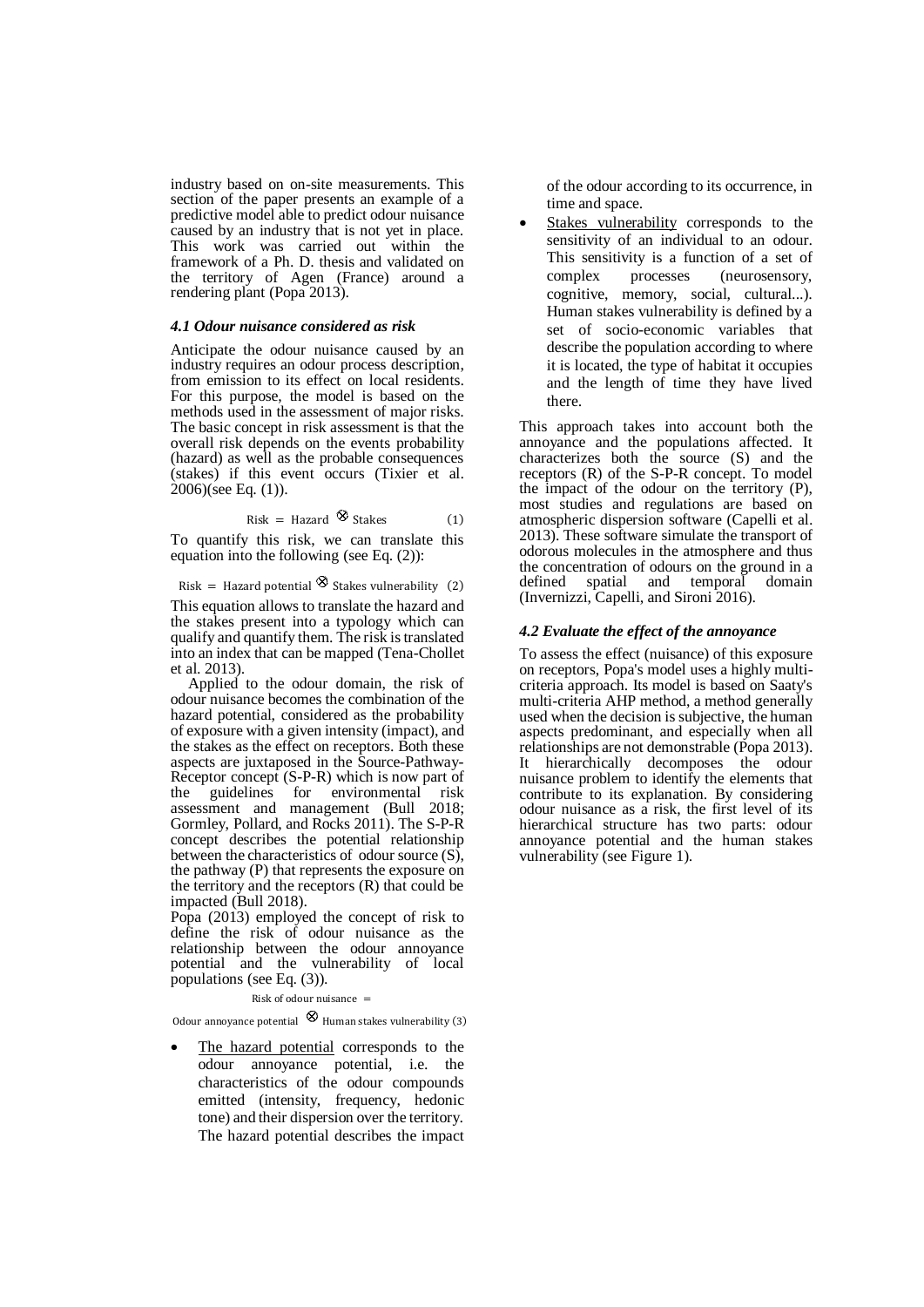industry based on on-site measurements. This section of the paper presents an example of a predictive model able to predict odour nuisance caused by an industry that is not yet in place. This work was carried out within the framework of a Ph. D. thesis and validated on the territory of Agen (France) around a rendering plant (Popa 2013).

### *4.1 Odour nuisance considered as risk*

Anticipate the odour nuisance caused by an industry requires an odour process description, from emission to its effect on local residents. For this purpose, the model is based on the methods used in the assessment of major risks. The basic concept in risk assessment is that the overall risk depends on the events probability (hazard) as well as the probable consequences (stakes) if this event occurs (Tixier et al. 2006)(see Eq. (1)).

$$\text{Risk} = \text{Hazard} \otimes \text{Stakes} \quad (1)$$

To quantify this risk, we can translate this equation into the following (see Eq. (2)):

$$\text{Risk} = \text{Hazard potential} \otimes \text{Stakes vulnerability} \quad (2)$$

This equation allows to translate the hazard and the stakes present into a typology which can qualify and quantify them. The risk is translated into an index that can be mapped (Tena-Chollet et al. 2013).

Applied to the odour domain, the risk of odour nuisance becomes the combination of the hazard potential, considered as the probability of exposure with a given intensity (impact), and the stakes as the effect on receptors. Both these aspects are juxtaposed in the Source-Pathway-Receptor concept (S-P-R) which is now part of the guidelines for environmental risk assessment and management (Bull 2018; Gormley, Pollard, and Rocks 2011). The S-P-R concept describes the potential relationship between the characteristics of odour source (S), the pathway (P) that represents the exposure on the territory and the receptors (R) that could be impacted (Bull 2018).

Popa (2013) employed the concept of risk to define the risk of odour nuisance as the relationship between the odour annoyance potential and the vulnerability of local populations (see Eq. (3)).

$$\text{Risk of odour nuisance} = \text{Odour annoyance potential} \otimes \text{Human stakes vulnerability} \quad (3)$$

- The hazard potential corresponds to the odour annoyance potential, i.e. the characteristics of the odour compounds emitted (intensity, frequency, hedonic tone) and their dispersion over the territory. The hazard potential describes the impact of the odour according to its occurrence, in time and space.
- Stakes vulnerability corresponds to the sensitivity of an individual to an odour. This sensitivity is a function of a set of complex processes (neurosensory, cognitive, memory, social, cultural...). Human stakes vulnerability is defined by a set of socio-economic variables that describe the population according to where it is located, the type of habitat it occupies and the length of time they have lived there.

This approach takes into account both the annoyance and the populations affected. It characterizes both the source (S) and the receptors (R) of the S-P-R concept. To model the impact of the odour on the territory (P), most studies and regulations are based on atmospheric dispersion software (Capelli et al. 2013). These software simulate the transport of odorous molecules in the atmosphere and thus the concentration of odours on the ground in a defined spatial and temporal domain (Invernizzi, Capelli, and Sironi 2016).

### *4.2 Evaluate the effect of the annoyance*

To assess the effect (nuisance) of this exposure on receptors, Popa's model uses a highly multi-criteria approach. Its model is based on Saaty's multi-criteria AHP method, a method generally used when the decision is subjective, the human aspects predominant, and especially when all relationships are not demonstrable (Popa 2013). It hierarchically decomposes the odour nuisance problem to identify the elements that contribute to its explanation. By considering odour nuisance as a risk, the first level of its hierarchical structure has two parts: odour annoyance potential and the human stakes vulnerability (see Figure 1).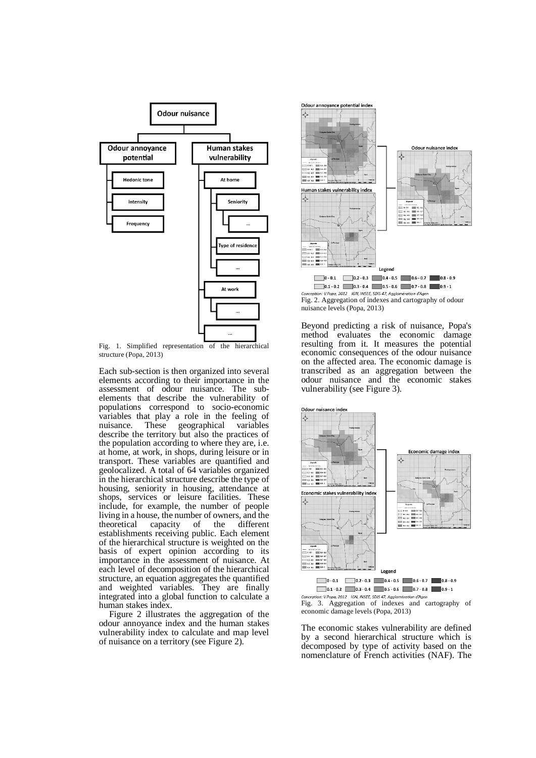Fig. 1. Simplified representation of the hierarchical structure (Popa, 2013)

Each sub-section is then organized into several elements according to their importance in the assessment of odour nuisance. The sub-elements that describe the vulnerability of populations correspond to socio-economic variables that play a role in the feeling of nuisance. These geographical variables describe the territory but also the practices of the population according to where they are, i.e. at home, at work, in shops, during leisure or in transport. These variables are quantified and geolocalized. A total of 64 variables organized in the hierarchical structure describe the type of housing, seniority in housing, attendance at shops, services or leisure facilities. These include, for example, the number of people living in a house, the number of owners, and the theoretical capacity of the different establishments receiving public. Each element of the hierarchical structure is weighted on the basis of expert opinion according to its importance in the assessment of nuisance. At each level of decomposition of the hierarchical structure, an equation aggregates the quantified and weighted variables. They are finally integrated into a global function to calculate a human stakes index.

Figure 2 illustrates the aggregation of the odour annoyance index and the human stakes vulnerability index to calculate and map level of nuisance on a territory (see Figure 2).

Fig. 2. Aggregation of indexes and cartography of odour nuisance levels (Popa, 2013)

Beyond predicting a risk of nuisance, Popa's method evaluates the economic damage resulting from it. It measures the potential economic consequences of the odour nuisance on the affected area. The economic damage is transcribed as an aggregation between the odour nuisance and the economic stakes vulnerability (see Figure 3).

Fig. 3. Aggregation of indexes and cartography of economic damage levels (Popa, 2013)

The economic stakes vulnerability are defined by a second hierarchical structure which is decomposed by type of activity based on the nomenclature of French activities (NAF). The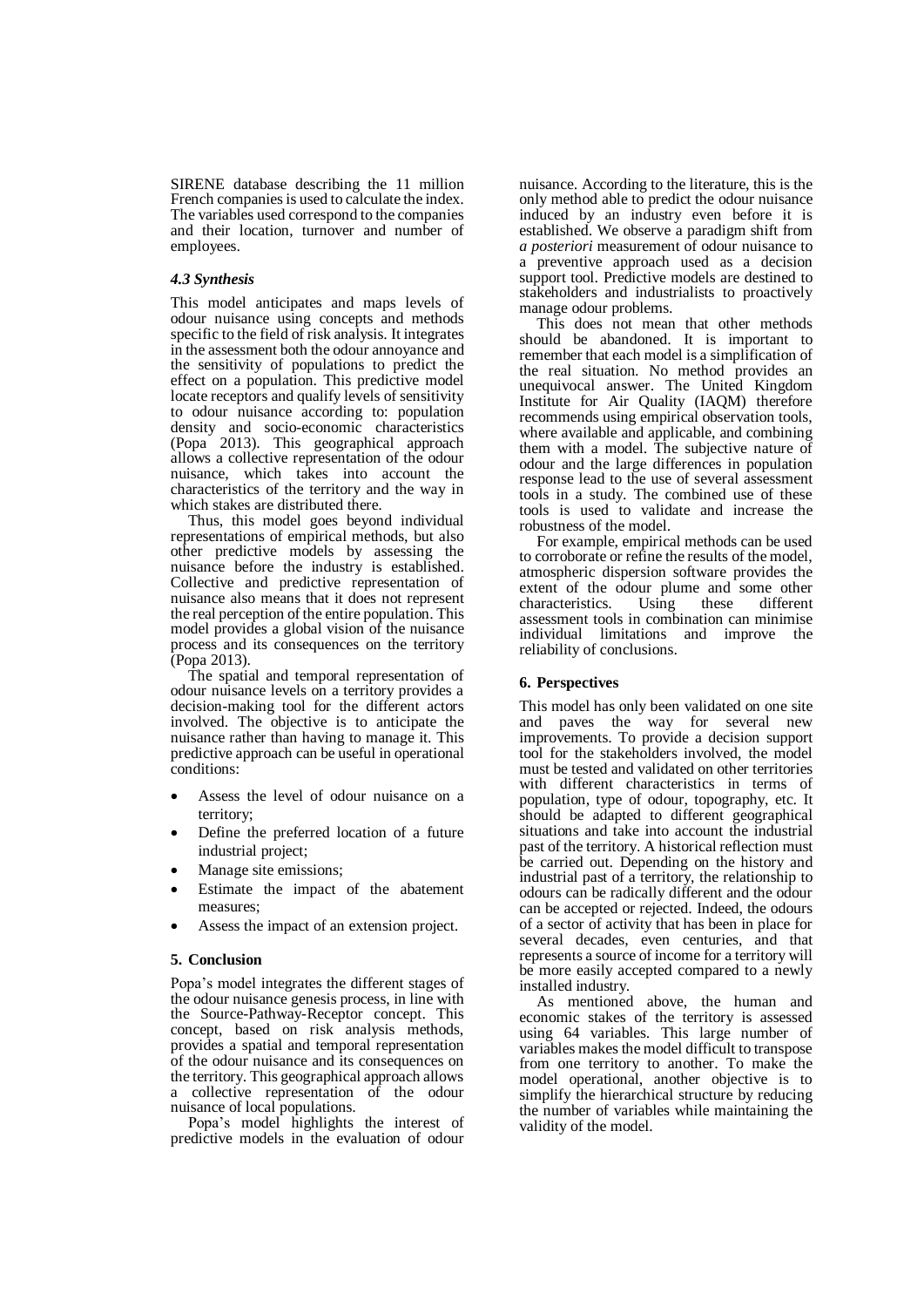SIRENE database describing the 11 million French companies is used to calculate the index. The variables used correspond to the companies and their location, turnover and number of employees.

### *4.3 Synthesis*

This model anticipates and maps levels of odour nuisance using concepts and methods specific to the field of risk analysis. It integrates in the assessment both the odour annoyance and the sensitivity of populations to predict the effect on a population. This predictive model locate receptors and qualify levels of sensitivity to odour nuisance according to: population density and socio-economic characteristics (Popa 2013). This geographical approach allows a collective representation of the odour nuisance, which takes into account the characteristics of the territory and the way in which stakes are distributed there.

Thus, this model goes beyond individual representations of empirical methods, but also other predictive models by assessing the nuisance before the industry is established. Collective and predictive representation of nuisance also means that it does not represent the real perception of the entire population. This model provides a global vision of the nuisance process and its consequences on the territory (Popa 2013).

The spatial and temporal representation of odour nuisance levels on a territory provides a decision-making tool for the different actors involved. The objective is to anticipate the nuisance rather than having to manage it. This predictive approach can be useful in operational conditions:

- Assess the level of odour nuisance on a territory;
- Define the preferred location of a future industrial project;
- Manage site emissions;
- Estimate the impact of the abatement measures;
- Assess the impact of an extension project.

## 5. Conclusion

Popa's model integrates the different stages of the odour nuisance genesis process, in line with the Source-Pathway-Receptor concept. This concept, based on risk analysis methods, provides a spatial and temporal representation of the odour nuisance and its consequences on the territory. This geographical approach allows a collective representation of the odour nuisance of local populations.

Popa's model highlights the interest of predictive models in the evaluation of odour nuisance. According to the literature, this is the only method able to predict the odour nuisance induced by an industry even before it is established. We observe a paradigm shift from *a posteriori* measurement of odour nuisance to a preventive approach used as a decision support tool. Predictive models are destined to stakeholders and industrialists to proactively manage odour problems.

This does not mean that other methods should be abandoned. It is important to remember that each model is a simplification of the real situation. No method provides an unequivocal answer. The United Kingdom Institute for Air Quality (IAQM) therefore recommends using empirical observation tools, where available and applicable, and combining them with a model. The subjective nature of odour and the large differences in population response lead to the use of several assessment tools in a study. The combined use of these tools is used to validate and increase the robustness of the model.

For example, empirical methods can be used to corroborate or refine the results of the model, atmospheric dispersion software provides the extent of the odour plume and some other characteristics. Using these different assessment tools in combination can minimise individual limitations and improve the reliability of conclusions.

## 6. Perspectives

This model has only been validated on one site and paves the way for several new improvements. To provide a decision support tool for the stakeholders involved, the model must be tested and validated on other territories with different characteristics in terms of population, type of odour, topography, etc. It should be adapted to different geographical situations and take into account the industrial past of the territory. A historical reflection must be carried out. Depending on the history and industrial past of a territory, the relationship to odours can be radically different and the odour can be accepted or rejected. Indeed, the odours of a sector of activity that has been in place for several decades, even centuries, and that represents a source of income for a territory will be more easily accepted compared to a newly installed industry.

As mentioned above, the human and economic stakes of the territory is assessed using 64 variables. This large number of variables makes the model difficult to transpose from one territory to another. To make the model operational, another objective is to simplify the hierarchical structure by reducing the number of variables while maintaining the validity of the model.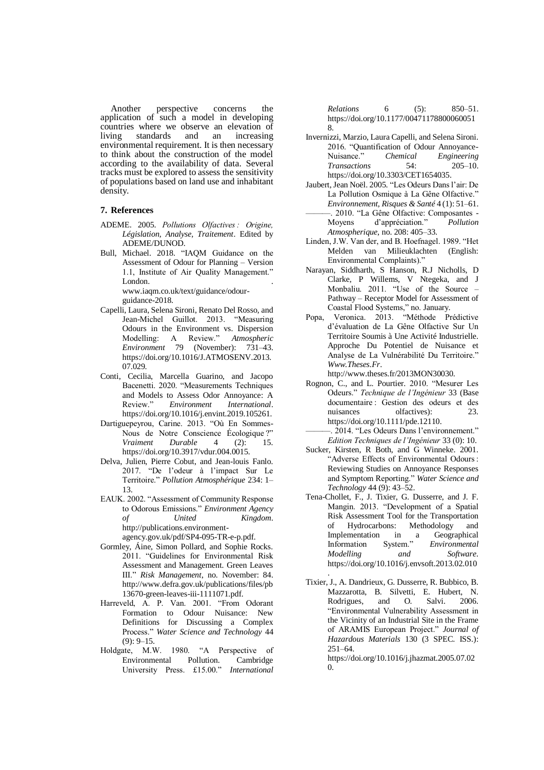Another perspective concerns the application of such a model in developing countries where we observe an elevation of living standards and an increasing environmental requirement. It is then necessary to think about the construction of the model according to the availability of data. Several tracks must be explored to assess the sensitivity of populations based on land use and inhabitant density.

### 7. References

ADEME. 2005. *Pollutions Olfactives : Origine, Législation, Analyse, Traitement*. Edited by ADEME/DUNOD.

Bull, Michael. 2018. "IAQM Guidance on the Assessment of Odour for Planning – Version 1.1, Institute of Air Quality Management." London. . www.iaqm.co.uk/text/guidance/odour-guidance-2018.

Capelli, Laura, Selena Sironi, Renato Del Rosso, and Jean-Michel Guillot. 2013. "Measuring Odours in the Environment vs. Dispersion Modelling: A Review." *Atmospheric Environment* 79 (November): 731–43. https://doi.org/10.1016/J.ATMOSENV.2013.07.029.

Conti, Cecilia, Marcella Guarino, and Jacopo Bacenetti. 2020. "Measurements Techniques and Models to Assess Odor Annoyance: A Review." *Environment International*. https://doi.org/10.1016/j.envint.2019.105261.

Dartiguepeyrou, Carine. 2013. "Où En Sommes-Nous de Notre Conscience Écologique ?" *Vraiment Durable* 4 (2): 15. https://doi.org/10.3917/vdur.004.0015.

Delva, Julien, Pierre Cobut, and Jean-louis Fanlo. 2017. "De l'odeur à l'impact Sur Le Territoire." *Pollution Atmosphérique* 234: 1–13.

EAUK. 2002. "Assessment of Community Response to Odorous Emissions." *Environment Agency of United Kingdom*. http://publications.environment-agency.gov.uk/pdf/SP4-095-TR-e-p.pdf.

Gormley, Áine, Simon Pollard, and Sophie Rocks. 2011. "Guidelines for Environmental Risk Assessment and Management. Green Leaves III." *Risk Management*, no. November: 84. http://www.defra.gov.uk/publications/files/pb13670-green-leaves-iii-1111071.pdf.

Harreveld, A. P. Van. 2001. "From Odorant Formation to Odour Nuisance: New Definitions for Discussing a Complex Process." *Water Science and Technology* 44 (9): 9–15.

Holdgate, M.W. 1980. "A Perspective of Environmental Pollution. Cambridge University Press. £15.00." *International Relations* 6 (5): 850–51. https://doi.org/10.1177/004711788000600518.

Invernizzi, Marzio, Laura Capelli, and Selena Sironi. 2016. "Quantification of Odour Annoyance-Nuisance." *Chemical Engineering Transactions* 54: 205–10. https://doi.org/10.3303/CET1654035.

Jaubert, Jean Noël. 2005. "Les Odeurs Dans l'air: De La Pollution Osmique à La Gêne Olfactive." *Environnement, Risques & Santé* 4 (1): 51–61.

———. 2010. "La Gêne Olfactive: Composantes - Moyens d'appréciation." *Pollution Atmospherique*, no. 208: 405–33.

Linden, J.W. Van der, and B. Hoefnagel. 1989. "Het Melden van Milieuklachten (English: Environmental Complaints)."

Narayan, Siddharth, S Hanson, R.J Nicholls, D Clarke, P Willems, V Ntegeka, and J Monbaliu. 2011. "Use of the Source – Pathway – Receptor Model for Assessment of Coastal Flood Systems," no. January.

Popa, Veronica. 2013. "Méthode Prédictive d'évaluation de La Gêne Olfactive Sur Un Territoire Soumis à Une Activité Industrielle. Approche Du Potentiel de Nuisance et Analyse de La Vulnérabilité Du Territoire." *Www.Theses.Fr*. http://www.theses.fr/2013MON30030.

Rognon, C., and L. Pourtier. 2010. "Mesurer Les Odeurs." *Technique de l'Ingénieur* 33 (Base documentaire : Gestion des odeurs et des nuisances olfactives): 23. https://doi.org/10.1111/pde.12110.

———. 2014. "Les Odeurs Dans l'environnement." *Edition Techniques de l'Ingénieur* 33 (0): 10.

Sucker, Kirsten, R Both, and G Winneke. 2001. "Adverse Effects of Environmental Odours : Reviewing Studies on Annoyance Responses and Symptom Reporting." *Water Science and Technology* 44 (9): 43–52.

Tena-Chollet, F., J. Tixier, G. Dusserre, and J. F. Mangin. 2013. "Development of a Spatial Risk Assessment Tool for the Transportation of Hydrocarbons: Methodology and Implementation in a Geographical Information System." *Environmental Modelling and Software*. https://doi.org/10.1016/j.envsoft.2013.02.010.

Tixier, J., A. Dandrieux, G. Dusserre, R. Bubbico, B. Mazzarotta, B. Silvetti, E. Hubert, N. Rodrigues, and O. Salvi. 2006. "Environmental Vulnerability Assessment in the Vicinity of an Industrial Site in the Frame of ARAMIS European Project." *Journal of Hazardous Materials* 130 (3 SPEC. ISS.): 251–64. https://doi.org/10.1016/j.jhazmat.2005.07.020.